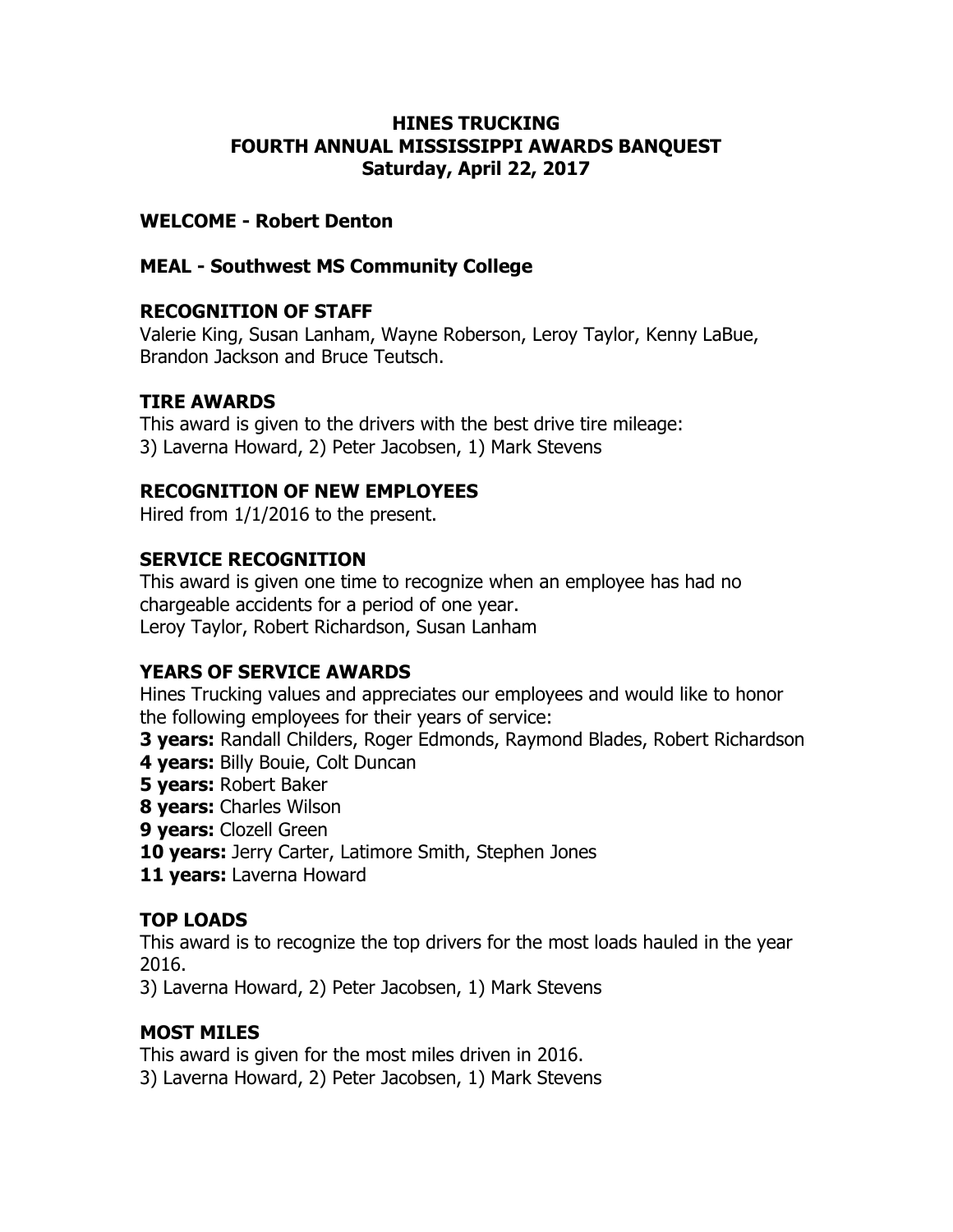# HINES TRUCKING
# FOURTH ANNUAL MISSISSIPPI AWARDS BANQUEST
# Saturday, April 22, 2017

## WELCOME - Robert Denton

## MEAL - Southwest MS Community College

## RECOGNITION OF STAFF

Valerie King, Susan Lanham, Wayne Roberson, Leroy Taylor, Kenny LaBue, Brandon Jackson and Bruce Teutsch.

## TIRE AWARDS

This award is given to the drivers with the best drive tire mileage:
3) Laverna Howard, 2) Peter Jacobsen, 1) Mark Stevens

## RECOGNITION OF NEW EMPLOYEES

Hired from 1/1/2016 to the present.

## SERVICE RECOGNITION

This award is given one time to recognize when an employee has had no chargeable accidents for a period of one year.
Leroy Taylor, Robert Richardson, Susan Lanham

## YEARS OF SERVICE AWARDS

Hines Trucking values and appreciates our employees and would like to honor the following employees for their years of service:

**3 years:** Randall Childers, Roger Edmonds, Raymond Blades, Robert Richardson
**4 years:** Billy Bouie, Colt Duncan
**5 years:** Robert Baker
**8 years:** Charles Wilson
**9 years:** Clozell Green
**10 years:** Jerry Carter, Latimore Smith, Stephen Jones
**11 years:** Laverna Howard

## TOP LOADS

This award is to recognize the top drivers for the most loads hauled in the year 2016.
3) Laverna Howard, 2) Peter Jacobsen, 1) Mark Stevens

## MOST MILES

This award is given for the most miles driven in 2016.
3) Laverna Howard, 2) Peter Jacobsen, 1) Mark Stevens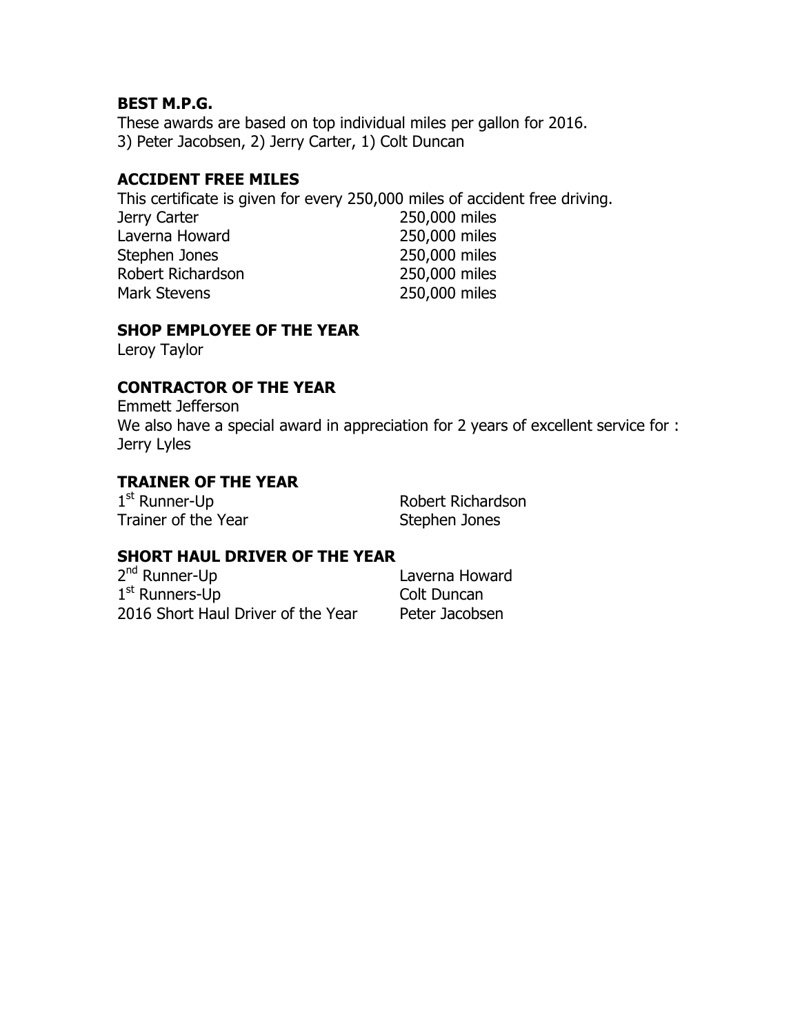### BEST M.P.G.

These awards are based on top individual miles per gallon for 2016.
3) Peter Jacobsen, 2) Jerry Carter, 1) Colt Duncan

### ACCIDENT FREE MILES

This certificate is given for every 250,000 miles of accident free driving.

| | |
|---|---|
| Jerry Carter | 250,000 miles |
| Laverna Howard | 250,000 miles |
| Stephen Jones | 250,000 miles |
| Robert Richardson | 250,000 miles |
| Mark Stevens | 250,000 miles |

### SHOP EMPLOYEE OF THE YEAR

Leroy Taylor

### CONTRACTOR OF THE YEAR

Emmett Jefferson
We also have a special award in appreciation for 2 years of excellent service for :
Jerry Lyles

### TRAINER OF THE YEAR

| | |
|---|---|
| 1st Runner-Up | Robert Richardson |
| Trainer of the Year | Stephen Jones |

### SHORT HAUL DRIVER OF THE YEAR

| | |
|---|---|
| 2nd Runner-Up | Laverna Howard |
| 1st Runners-Up | Colt Duncan |
| 2016 Short Haul Driver of the Year | Peter Jacobsen |